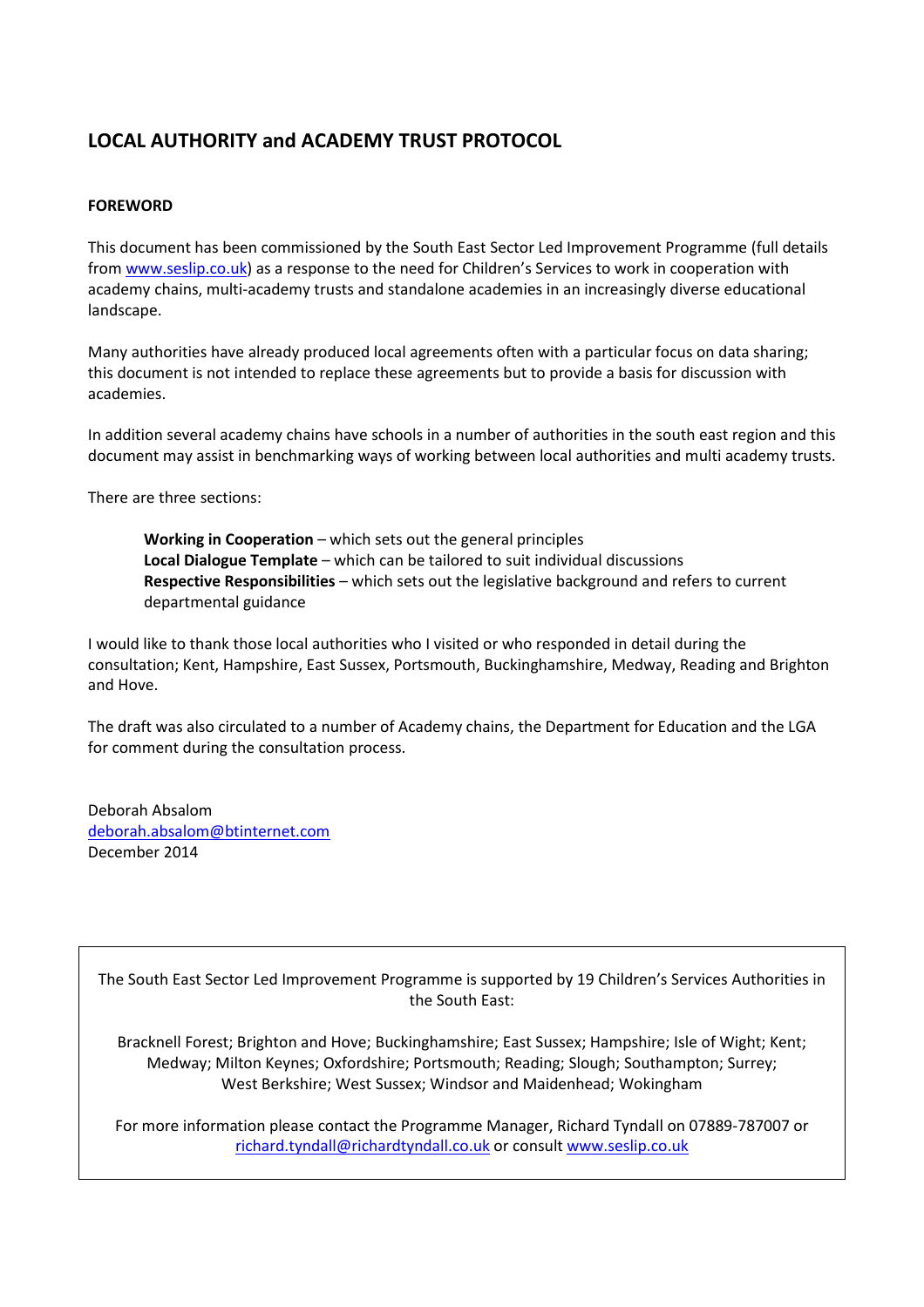# LOCAL AUTHORITY and ACADEMY TRUST PROTOCOL

## FOREWORD

This document has been commissioned by the South East Sector Led Improvement Programme (full details from www.seslip.co.uk) as a response to the need for Children's Services to work in cooperation with academy chains, multi-academy trusts and standalone academies in an increasingly diverse educational landscape.

Many authorities have already produced local agreements often with a particular focus on data sharing; this document is not intended to replace these agreements but to provide a basis for discussion with academies.

In addition several academy chains have schools in a number of authorities in the south east region and this document may assist in benchmarking ways of working between local authorities and multi academy trusts.

There are three sections:

> **Working in Cooperation** – which sets out the general principles
> **Local Dialogue Template** – which can be tailored to suit individual discussions
> **Respective Responsibilities** – which sets out the legislative background and refers to current departmental guidance

I would like to thank those local authorities who I visited or who responded in detail during the consultation; Kent, Hampshire, East Sussex, Portsmouth, Buckinghamshire, Medway, Reading and Brighton and Hove.

The draft was also circulated to a number of Academy chains, the Department for Education and the LGA for comment during the consultation process.

Deborah Absalom
deborah.absalom@btinternet.com
December 2014

---

The South East Sector Led Improvement Programme is supported by 19 Children's Services Authorities in the South East:

Bracknell Forest; Brighton and Hove; Buckinghamshire; East Sussex; Hampshire; Isle of Wight; Kent; Medway; Milton Keynes; Oxfordshire; Portsmouth; Reading; Slough; Southampton; Surrey; West Berkshire; West Sussex; Windsor and Maidenhead; Wokingham

For more information please contact the Programme Manager, Richard Tyndall on 07889-787007 or richard.tyndall@richardtyndall.co.uk or consult www.seslip.co.uk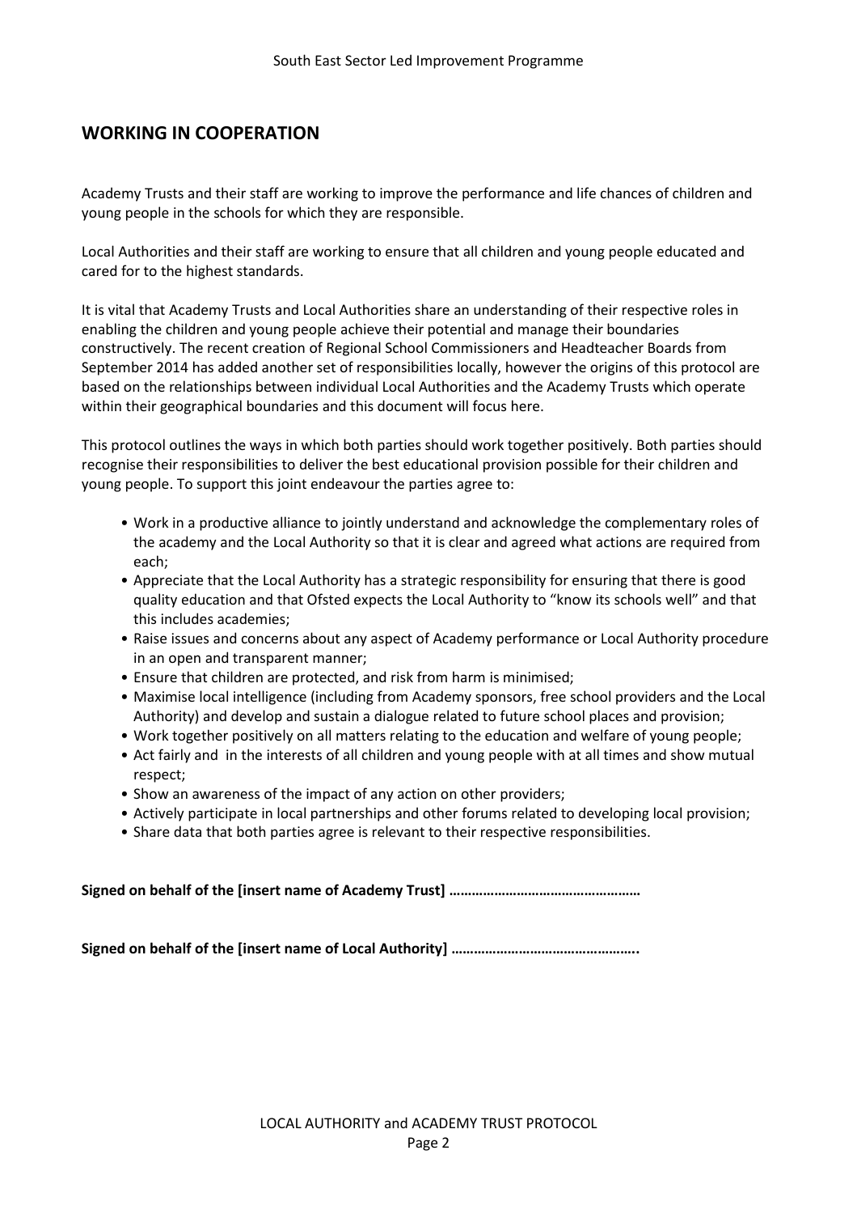## WORKING IN COOPERATION

Academy Trusts and their staff are working to improve the performance and life chances of children and young people in the schools for which they are responsible.

Local Authorities and their staff are working to ensure that all children and young people educated and cared for to the highest standards.

It is vital that Academy Trusts and Local Authorities share an understanding of their respective roles in enabling the children and young people achieve their potential and manage their boundaries constructively. The recent creation of Regional School Commissioners and Headteacher Boards from September 2014 has added another set of responsibilities locally, however the origins of this protocol are based on the relationships between individual Local Authorities and the Academy Trusts which operate within their geographical boundaries and this document will focus here.

This protocol outlines the ways in which both parties should work together positively. Both parties should recognise their responsibilities to deliver the best educational provision possible for their children and young people. To support this joint endeavour the parties agree to:

- Work in a productive alliance to jointly understand and acknowledge the complementary roles of the academy and the Local Authority so that it is clear and agreed what actions are required from each;
- Appreciate that the Local Authority has a strategic responsibility for ensuring that there is good quality education and that Ofsted expects the Local Authority to "know its schools well" and that this includes academies;
- Raise issues and concerns about any aspect of Academy performance or Local Authority procedure in an open and transparent manner;
- Ensure that children are protected, and risk from harm is minimised;
- Maximise local intelligence (including from Academy sponsors, free school providers and the Local Authority) and develop and sustain a dialogue related to future school places and provision;
- Work together positively on all matters relating to the education and welfare of young people;
- Act fairly and in the interests of all children and young people with at all times and show mutual respect;
- Show an awareness of the impact of any action on other providers;
- Actively participate in local partnerships and other forums related to developing local provision;
- Share data that both parties agree is relevant to their respective responsibilities.

**Signed on behalf of the [insert name of Academy Trust] ………………………………………….**

**Signed on behalf of the [insert name of Local Authority] …………………………………………..**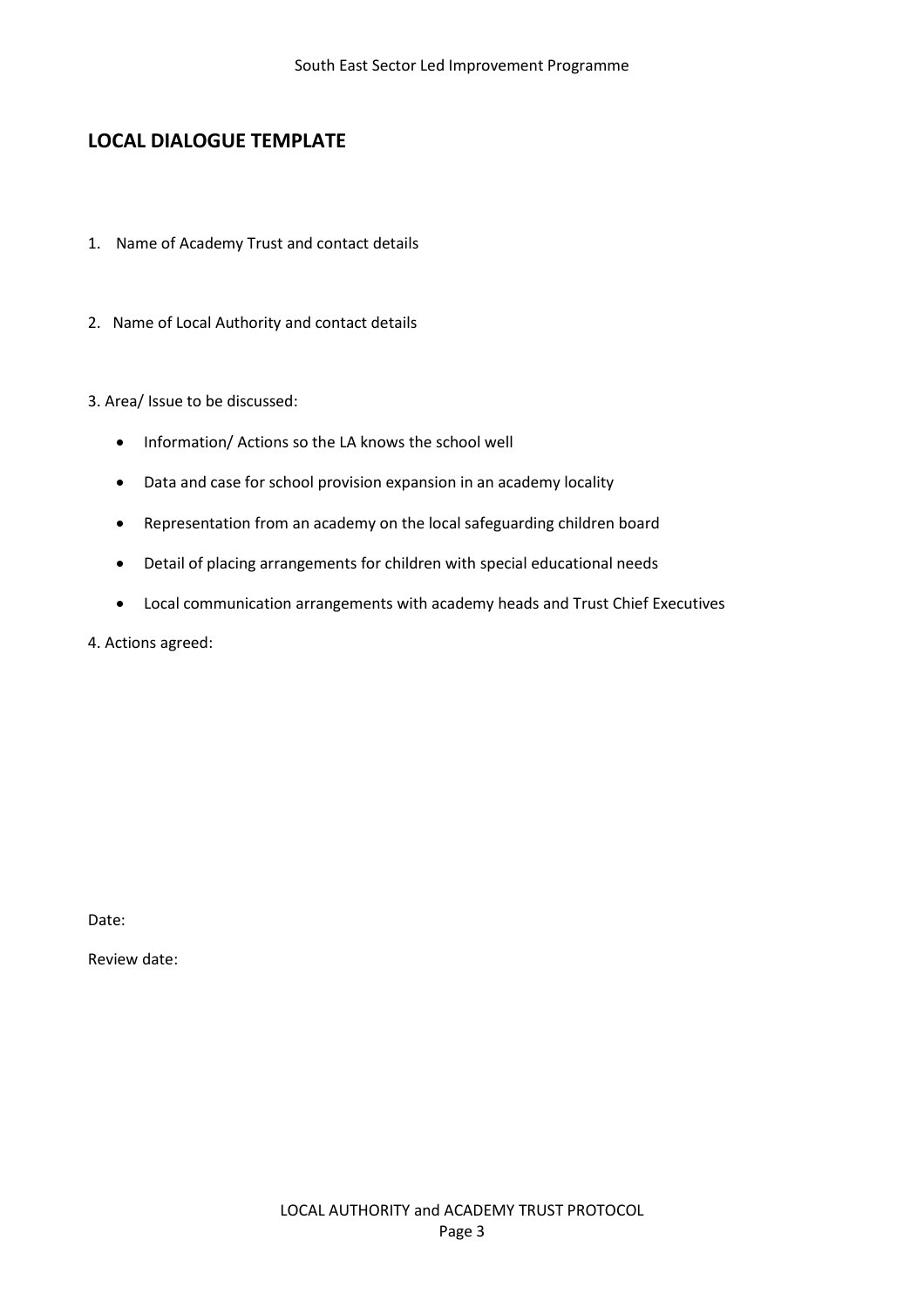## LOCAL DIALOGUE TEMPLATE

1. Name of Academy Trust and contact details

2. Name of Local Authority and contact details

3. Area/ Issue to be discussed:

- Information/ Actions so the LA knows the school well
- Data and case for school provision expansion in an academy locality
- Representation from an academy on the local safeguarding children board
- Detail of placing arrangements for children with special educational needs
- Local communication arrangements with academy heads and Trust Chief Executives

4. Actions agreed:

Date:

Review date: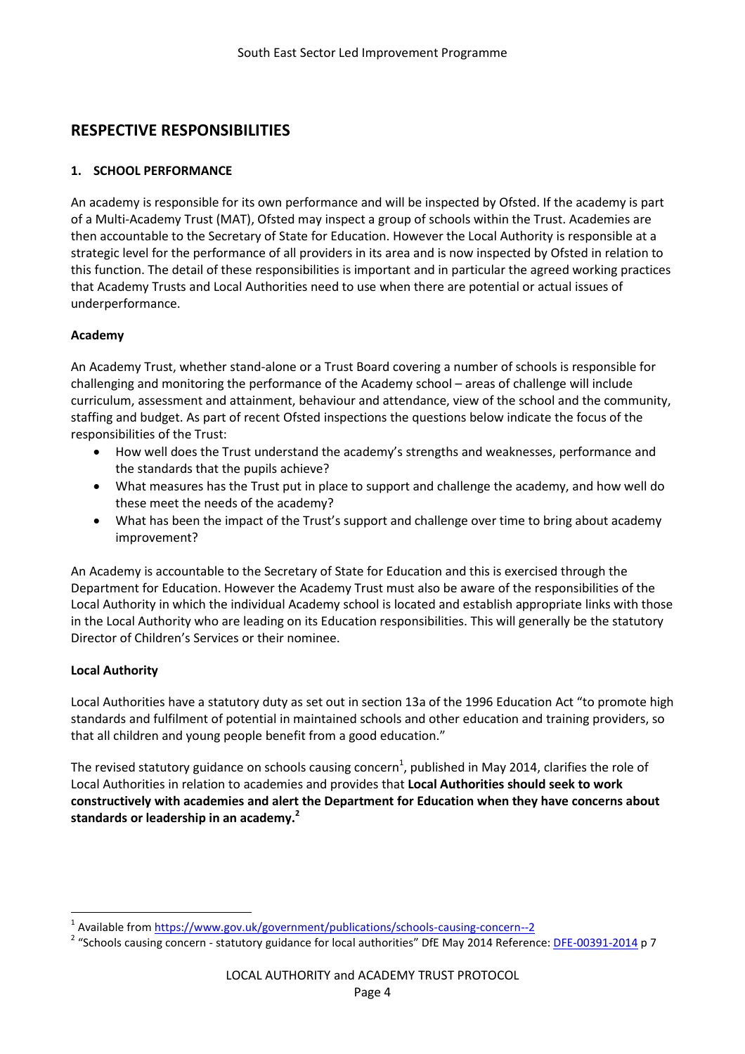# RESPECTIVE RESPONSIBILITIES

## 1. SCHOOL PERFORMANCE

An academy is responsible for its own performance and will be inspected by Ofsted. If the academy is part of a Multi-Academy Trust (MAT), Ofsted may inspect a group of schools within the Trust. Academies are then accountable to the Secretary of State for Education. However the Local Authority is responsible at a strategic level for the performance of all providers in its area and is now inspected by Ofsted in relation to this function. The detail of these responsibilities is important and in particular the agreed working practices that Academy Trusts and Local Authorities need to use when there are potential or actual issues of underperformance.

### Academy

An Academy Trust, whether stand-alone or a Trust Board covering a number of schools is responsible for challenging and monitoring the performance of the Academy school – areas of challenge will include curriculum, assessment and attainment, behaviour and attendance, view of the school and the community, staffing and budget. As part of recent Ofsted inspections the questions below indicate the focus of the responsibilities of the Trust:

- How well does the Trust understand the academy's strengths and weaknesses, performance and the standards that the pupils achieve?
- What measures has the Trust put in place to support and challenge the academy, and how well do these meet the needs of the academy?
- What has been the impact of the Trust's support and challenge over time to bring about academy improvement?

An Academy is accountable to the Secretary of State for Education and this is exercised through the Department for Education. However the Academy Trust must also be aware of the responsibilities of the Local Authority in which the individual Academy school is located and establish appropriate links with those in the Local Authority who are leading on its Education responsibilities. This will generally be the statutory Director of Children's Services or their nominee.

### Local Authority

Local Authorities have a statutory duty as set out in section 13a of the 1996 Education Act "to promote high standards and fulfilment of potential in maintained schools and other education and training providers, so that all children and young people benefit from a good education."

The revised statutory guidance on schools causing concern[1], published in May 2014, clarifies the role of Local Authorities in relation to academies and provides that **Local Authorities should seek to work constructively with academies and alert the Department for Education when they have concerns about standards or leadership in an academy.[2]**

---

[1] Available from https://www.gov.uk/government/publications/schools-causing-concern--2

[2] "Schools causing concern - statutory guidance for local authorities" DfE May 2014 Reference: DFE-00391-2014 p 7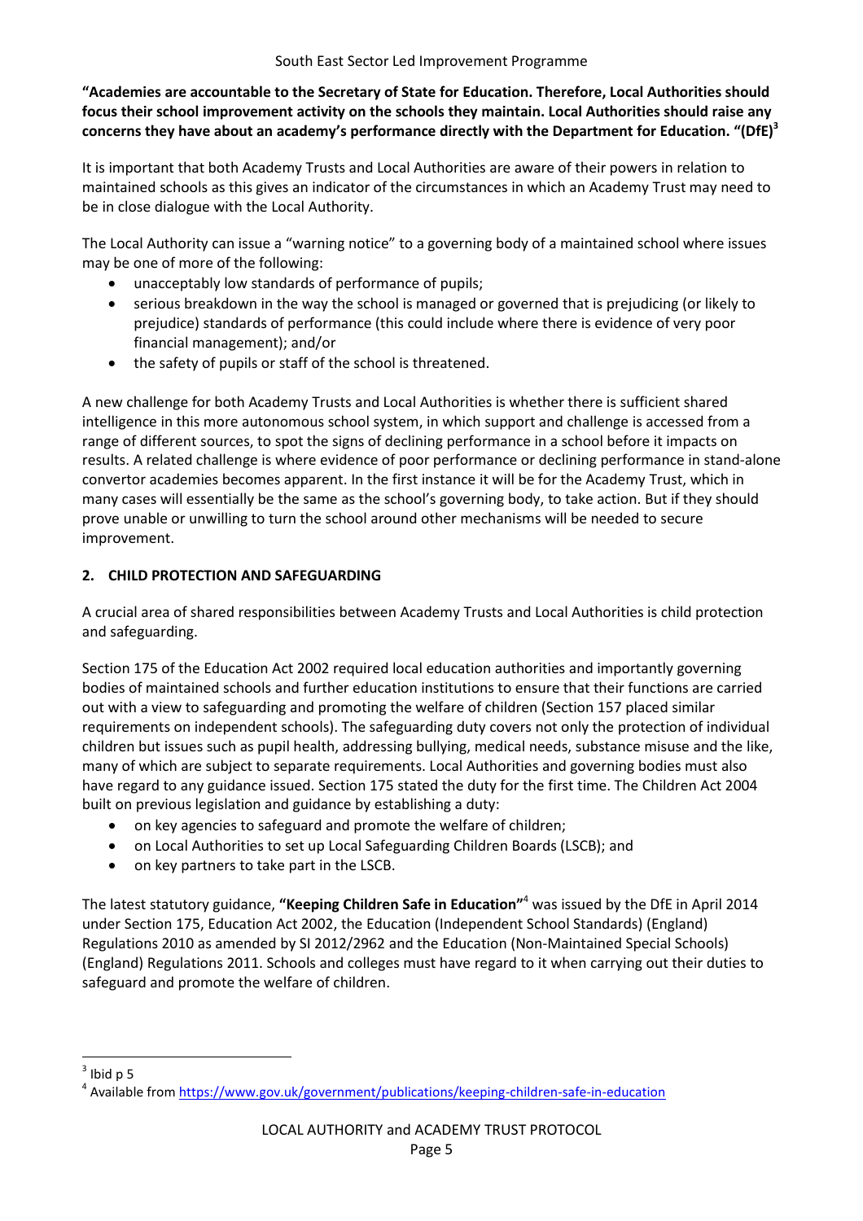**"Academies are accountable to the Secretary of State for Education. Therefore, Local Authorities should focus their school improvement activity on the schools they maintain. Local Authorities should raise any concerns they have about an academy's performance directly with the Department for Education. "(DfE)**[3]

It is important that both Academy Trusts and Local Authorities are aware of their powers in relation to maintained schools as this gives an indicator of the circumstances in which an Academy Trust may need to be in close dialogue with the Local Authority.

The Local Authority can issue a "warning notice" to a governing body of a maintained school where issues may be one of more of the following:

- unacceptably low standards of performance of pupils;
- serious breakdown in the way the school is managed or governed that is prejudicing (or likely to prejudice) standards of performance (this could include where there is evidence of very poor financial management); and/or
- the safety of pupils or staff of the school is threatened.

A new challenge for both Academy Trusts and Local Authorities is whether there is sufficient shared intelligence in this more autonomous school system, in which support and challenge is accessed from a range of different sources, to spot the signs of declining performance in a school before it impacts on results. A related challenge is where evidence of poor performance or declining performance in stand-alone convertor academies becomes apparent. In the first instance it will be for the Academy Trust, which in many cases will essentially be the same as the school's governing body, to take action. But if they should prove unable or unwilling to turn the school around other mechanisms will be needed to secure improvement.

## 2. CHILD PROTECTION AND SAFEGUARDING

A crucial area of shared responsibilities between Academy Trusts and Local Authorities is child protection and safeguarding.

Section 175 of the Education Act 2002 required local education authorities and importantly governing bodies of maintained schools and further education institutions to ensure that their functions are carried out with a view to safeguarding and promoting the welfare of children (Section 157 placed similar requirements on independent schools). The safeguarding duty covers not only the protection of individual children but issues such as pupil health, addressing bullying, medical needs, substance misuse and the like, many of which are subject to separate requirements. Local Authorities and governing bodies must also have regard to any guidance issued. Section 175 stated the duty for the first time. The Children Act 2004 built on previous legislation and guidance by establishing a duty:

- on key agencies to safeguard and promote the welfare of children;
- on Local Authorities to set up Local Safeguarding Children Boards (LSCB); and
- on key partners to take part in the LSCB.

The latest statutory guidance, **"Keeping Children Safe in Education"**[4] was issued by the DfE in April 2014 under Section 175, Education Act 2002, the Education (Independent School Standards) (England) Regulations 2010 as amended by SI 2012/2962 and the Education (Non-Maintained Special Schools) (England) Regulations 2011. Schools and colleges must have regard to it when carrying out their duties to safeguard and promote the welfare of children.

---

[3] Ibid p 5

[4] Available from https://www.gov.uk/government/publications/keeping-children-safe-in-education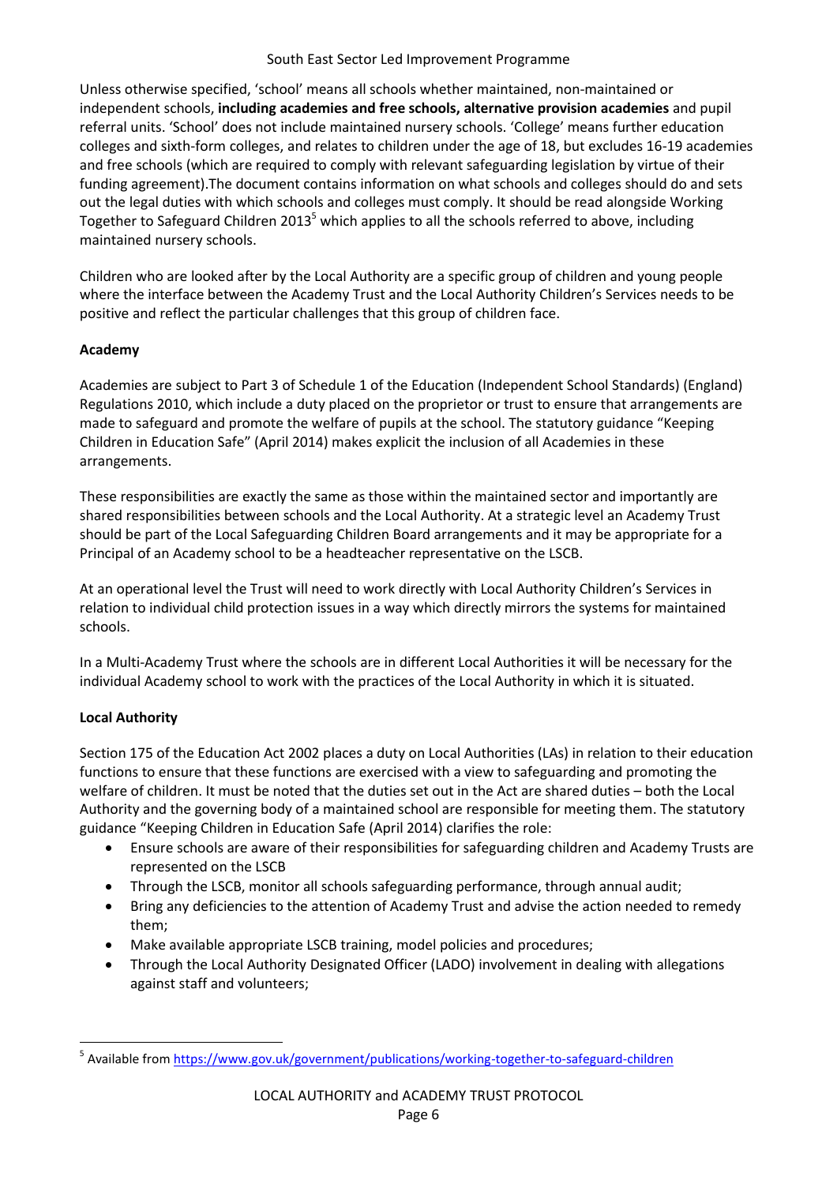Unless otherwise specified, 'school' means all schools whether maintained, non-maintained or independent schools, **including academies and free schools, alternative provision academies** and pupil referral units. 'School' does not include maintained nursery schools. 'College' means further education colleges and sixth-form colleges, and relates to children under the age of 18, but excludes 16-19 academies and free schools (which are required to comply with relevant safeguarding legislation by virtue of their funding agreement).The document contains information on what schools and colleges should do and sets out the legal duties with which schools and colleges must comply. It should be read alongside Working Together to Safeguard Children 2013[5] which applies to all the schools referred to above, including maintained nursery schools.

Children who are looked after by the Local Authority are a specific group of children and young people where the interface between the Academy Trust and the Local Authority Children's Services needs to be positive and reflect the particular challenges that this group of children face.

**Academy**

Academies are subject to Part 3 of Schedule 1 of the Education (Independent School Standards) (England) Regulations 2010, which include a duty placed on the proprietor or trust to ensure that arrangements are made to safeguard and promote the welfare of pupils at the school. The statutory guidance "Keeping Children in Education Safe" (April 2014) makes explicit the inclusion of all Academies in these arrangements.

These responsibilities are exactly the same as those within the maintained sector and importantly are shared responsibilities between schools and the Local Authority. At a strategic level an Academy Trust should be part of the Local Safeguarding Children Board arrangements and it may be appropriate for a Principal of an Academy school to be a headteacher representative on the LSCB.

At an operational level the Trust will need to work directly with Local Authority Children's Services in relation to individual child protection issues in a way which directly mirrors the systems for maintained schools.

In a Multi-Academy Trust where the schools are in different Local Authorities it will be necessary for the individual Academy school to work with the practices of the Local Authority in which it is situated.

**Local Authority**

Section 175 of the Education Act 2002 places a duty on Local Authorities (LAs) in relation to their education functions to ensure that these functions are exercised with a view to safeguarding and promoting the welfare of children. It must be noted that the duties set out in the Act are shared duties – both the Local Authority and the governing body of a maintained school are responsible for meeting them. The statutory guidance "Keeping Children in Education Safe (April 2014) clarifies the role:

- Ensure schools are aware of their responsibilities for safeguarding children and Academy Trusts are represented on the LSCB
- Through the LSCB, monitor all schools safeguarding performance, through annual audit;
- Bring any deficiencies to the attention of Academy Trust and advise the action needed to remedy them;
- Make available appropriate LSCB training, model policies and procedures;
- Through the Local Authority Designated Officer (LADO) involvement in dealing with allegations against staff and volunteers;

[5] Available from https://www.gov.uk/government/publications/working-together-to-safeguard-children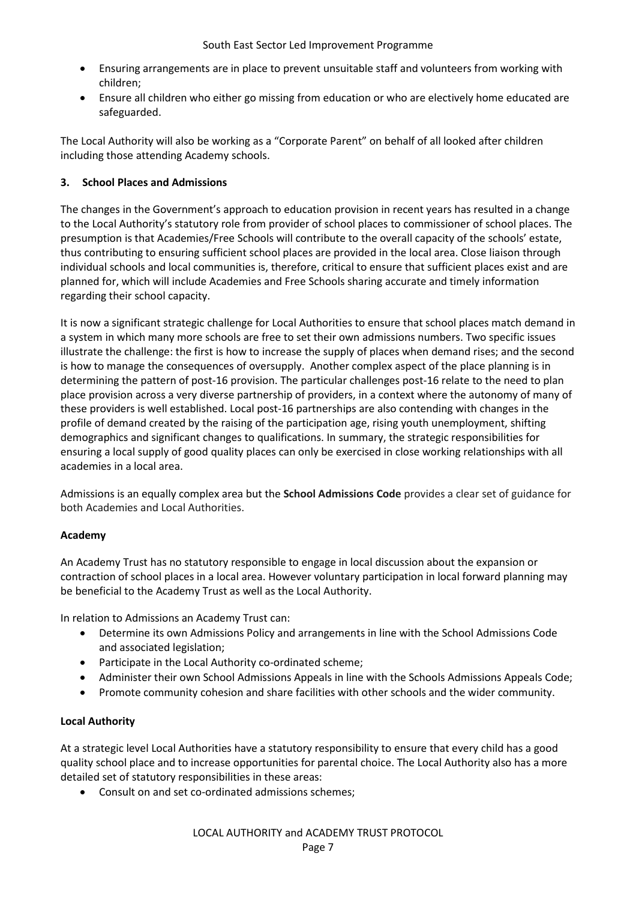- Ensuring arrangements are in place to prevent unsuitable staff and volunteers from working with children;
- Ensure all children who either go missing from education or who are electively home educated are safeguarded.

The Local Authority will also be working as a "Corporate Parent" on behalf of all looked after children including those attending Academy schools.

### 3. School Places and Admissions

The changes in the Government's approach to education provision in recent years has resulted in a change to the Local Authority's statutory role from provider of school places to commissioner of school places. The presumption is that Academies/Free Schools will contribute to the overall capacity of the schools' estate, thus contributing to ensuring sufficient school places are provided in the local area. Close liaison through individual schools and local communities is, therefore, critical to ensure that sufficient places exist and are planned for, which will include Academies and Free Schools sharing accurate and timely information regarding their school capacity.

It is now a significant strategic challenge for Local Authorities to ensure that school places match demand in a system in which many more schools are free to set their own admissions numbers. Two specific issues illustrate the challenge: the first is how to increase the supply of places when demand rises; and the second is how to manage the consequences of oversupply. Another complex aspect of the place planning is in determining the pattern of post-16 provision. The particular challenges post-16 relate to the need to plan place provision across a very diverse partnership of providers, in a context where the autonomy of many of these providers is well established. Local post-16 partnerships are also contending with changes in the profile of demand created by the raising of the participation age, rising youth unemployment, shifting demographics and significant changes to qualifications. In summary, the strategic responsibilities for ensuring a local supply of good quality places can only be exercised in close working relationships with all academies in a local area.

Admissions is an equally complex area but the **School Admissions Code** provides a clear set of guidance for both Academies and Local Authorities.

**Academy**

An Academy Trust has no statutory responsible to engage in local discussion about the expansion or contraction of school places in a local area. However voluntary participation in local forward planning may be beneficial to the Academy Trust as well as the Local Authority.

In relation to Admissions an Academy Trust can:

- Determine its own Admissions Policy and arrangements in line with the School Admissions Code and associated legislation;
- Participate in the Local Authority co-ordinated scheme;
- Administer their own School Admissions Appeals in line with the Schools Admissions Appeals Code;
- Promote community cohesion and share facilities with other schools and the wider community.

**Local Authority**

At a strategic level Local Authorities have a statutory responsibility to ensure that every child has a good quality school place and to increase opportunities for parental choice. The Local Authority also has a more detailed set of statutory responsibilities in these areas:

- Consult on and set co-ordinated admissions schemes;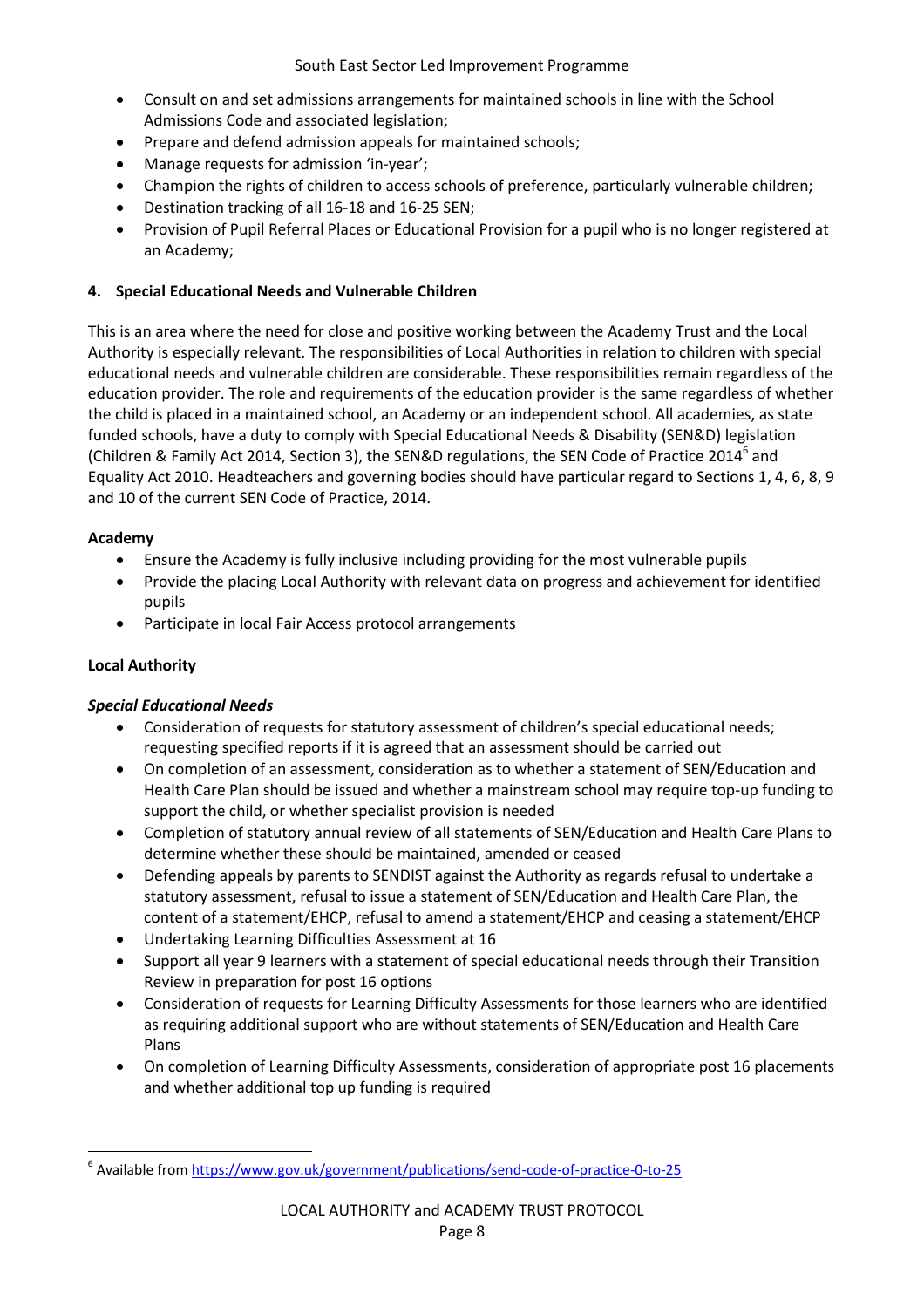- Consult on and set admissions arrangements for maintained schools in line with the School Admissions Code and associated legislation;
- Prepare and defend admission appeals for maintained schools;
- Manage requests for admission 'in-year';
- Champion the rights of children to access schools of preference, particularly vulnerable children;
- Destination tracking of all 16-18 and 16-25 SEN;
- Provision of Pupil Referral Places or Educational Provision for a pupil who is no longer registered at an Academy;

## 4. Special Educational Needs and Vulnerable Children

This is an area where the need for close and positive working between the Academy Trust and the Local Authority is especially relevant. The responsibilities of Local Authorities in relation to children with special educational needs and vulnerable children are considerable. These responsibilities remain regardless of the education provider. The role and requirements of the education provider is the same regardless of whether the child is placed in a maintained school, an Academy or an independent school. All academies, as state funded schools, have a duty to comply with Special Educational Needs & Disability (SEN&D) legislation (Children & Family Act 2014, Section 3), the SEN&D regulations, the SEN Code of Practice 2014[6] and Equality Act 2010. Headteachers and governing bodies should have particular regard to Sections 1, 4, 6, 8, 9 and 10 of the current SEN Code of Practice, 2014.

**Academy**

- Ensure the Academy is fully inclusive including providing for the most vulnerable pupils
- Provide the placing Local Authority with relevant data on progress and achievement for identified pupils
- Participate in local Fair Access protocol arrangements

**Local Authority**

***Special Educational Needs***

- Consideration of requests for statutory assessment of children's special educational needs; requesting specified reports if it is agreed that an assessment should be carried out
- On completion of an assessment, consideration as to whether a statement of SEN/Education and Health Care Plan should be issued and whether a mainstream school may require top-up funding to support the child, or whether specialist provision is needed
- Completion of statutory annual review of all statements of SEN/Education and Health Care Plans to determine whether these should be maintained, amended or ceased
- Defending appeals by parents to SENDIST against the Authority as regards refusal to undertake a statutory assessment, refusal to issue a statement of SEN/Education and Health Care Plan, the content of a statement/EHCP, refusal to amend a statement/EHCP and ceasing a statement/EHCP
- Undertaking Learning Difficulties Assessment at 16
- Support all year 9 learners with a statement of special educational needs through their Transition Review in preparation for post 16 options
- Consideration of requests for Learning Difficulty Assessments for those learners who are identified as requiring additional support who are without statements of SEN/Education and Health Care Plans
- On completion of Learning Difficulty Assessments, consideration of appropriate post 16 placements and whether additional top up funding is required

[6] Available from https://www.gov.uk/government/publications/send-code-of-practice-0-to-25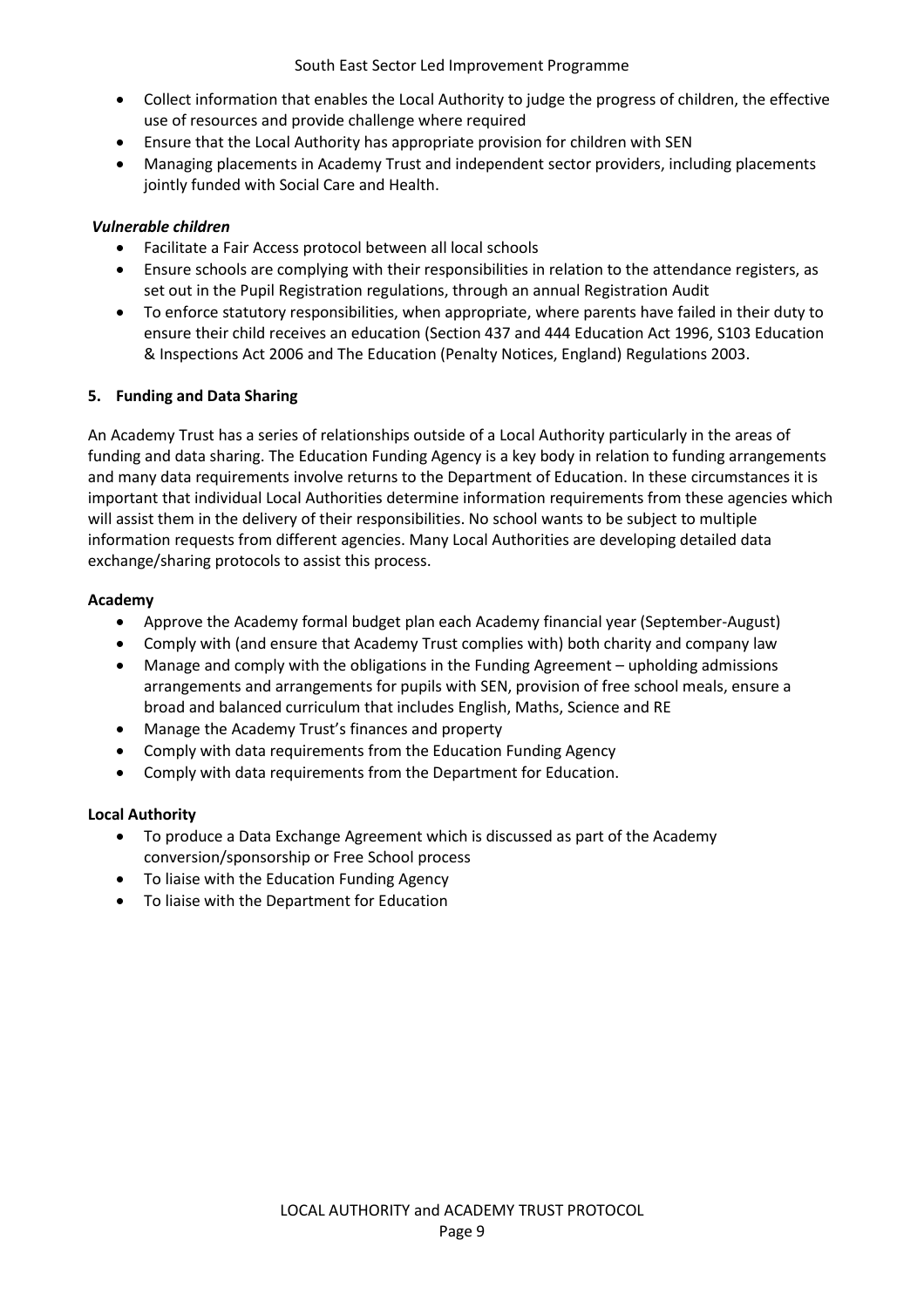- Collect information that enables the Local Authority to judge the progress of children, the effective use of resources and provide challenge where required
- Ensure that the Local Authority has appropriate provision for children with SEN
- Managing placements in Academy Trust and independent sector providers, including placements jointly funded with Social Care and Health.

***Vulnerable children***

- Facilitate a Fair Access protocol between all local schools
- Ensure schools are complying with their responsibilities in relation to the attendance registers, as set out in the Pupil Registration regulations, through an annual Registration Audit
- To enforce statutory responsibilities, when appropriate, where parents have failed in their duty to ensure their child receives an education (Section 437 and 444 Education Act 1996, S103 Education & Inspections Act 2006 and The Education (Penalty Notices, England) Regulations 2003.

## 5. Funding and Data Sharing

An Academy Trust has a series of relationships outside of a Local Authority particularly in the areas of funding and data sharing. The Education Funding Agency is a key body in relation to funding arrangements and many data requirements involve returns to the Department of Education. In these circumstances it is important that individual Local Authorities determine information requirements from these agencies which will assist them in the delivery of their responsibilities. No school wants to be subject to multiple information requests from different agencies. Many Local Authorities are developing detailed data exchange/sharing protocols to assist this process.

**Academy**

- Approve the Academy formal budget plan each Academy financial year (September-August)
- Comply with (and ensure that Academy Trust complies with) both charity and company law
- Manage and comply with the obligations in the Funding Agreement – upholding admissions arrangements and arrangements for pupils with SEN, provision of free school meals, ensure a broad and balanced curriculum that includes English, Maths, Science and RE
- Manage the Academy Trust's finances and property
- Comply with data requirements from the Education Funding Agency
- Comply with data requirements from the Department for Education.

**Local Authority**

- To produce a Data Exchange Agreement which is discussed as part of the Academy conversion/sponsorship or Free School process
- To liaise with the Education Funding Agency
- To liaise with the Department for Education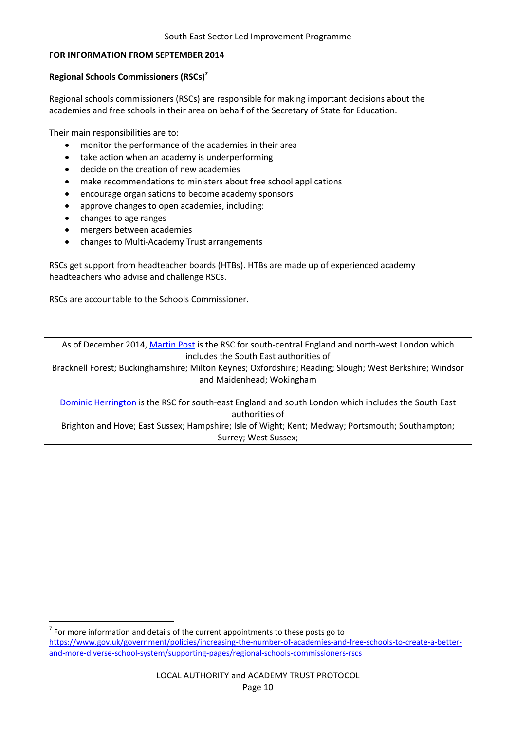**FOR INFORMATION FROM SEPTEMBER 2014**

**Regional Schools Commissioners (RSCs)**[7]

Regional schools commissioners (RSCs) are responsible for making important decisions about the academies and free schools in their area on behalf of the Secretary of State for Education.

Their main responsibilities are to:

- monitor the performance of the academies in their area
- take action when an academy is underperforming
- decide on the creation of new academies
- make recommendations to ministers about free school applications
- encourage organisations to become academy sponsors
- approve changes to open academies, including:
- changes to age ranges
- mergers between academies
- changes to Multi-Academy Trust arrangements

RSCs get support from headteacher boards (HTBs). HTBs are made up of experienced academy headteachers who advise and challenge RSCs.

RSCs are accountable to the Schools Commissioner.

As of December 2014, Martin Post is the RSC for south-central England and north-west London which includes the South East authorities of
Bracknell Forest; Buckinghamshire; Milton Keynes; Oxfordshire; Reading; Slough; West Berkshire; Windsor and Maidenhead; Wokingham

Dominic Herrington is the RSC for south-east England and south London which includes the South East authorities of
Brighton and Hove; East Sussex; Hampshire; Isle of Wight; Kent; Medway; Portsmouth; Southampton; Surrey; West Sussex;

[7] For more information and details of the current appointments to these posts go to https://www.gov.uk/government/policies/increasing-the-number-of-academies-and-free-schools-to-create-a-better-and-more-diverse-school-system/supporting-pages/regional-schools-commissioners-rscs